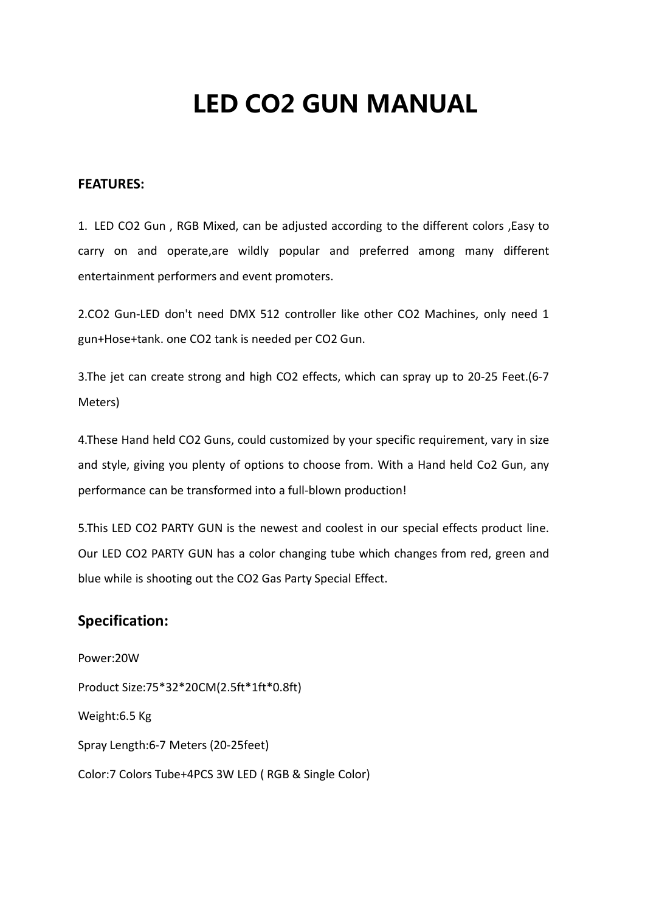# LED CO2 GUN MANUAL

**FEATURES:**

1. LED CO2 Gun , RGB Mixed, can be adjusted according to the different colors ,Easy to carry on and operate,are wildly popular and preferred among many different entertainment performers and event promoters.

2.CO2 Gun-LED don't need DMX 512 controller like other CO2 Machines, only need 1 gun+Hose+tank. one CO2 tank is needed per CO2 Gun.

3.The jet can create strong and high CO2 effects, which can spray up to 20-25 Feet.(6-7 Meters)

4.These Hand held CO2 Guns, could customized by your specific requirement, vary in size and style, giving you plenty of options to choose from. With a Hand held Co2 Gun, any performance can be transformed into a full-blown production!

5.This LED CO2 PARTY GUN is the newest and coolest in our special effects product line. Our LED CO2 PARTY GUN has a color changing tube which changes from red, green and blue while is shooting out the CO2 Gas Party Special Effect.

## Specification:

Power:20W

Product Size:75*32*20CM(2.5ft*1ft*0.8ft)

Weight:6.5 Kg

Spray Length:6-7 Meters (20-25feet)

Color:7 Colors Tube+4PCS 3W LED ( RGB & Single Color)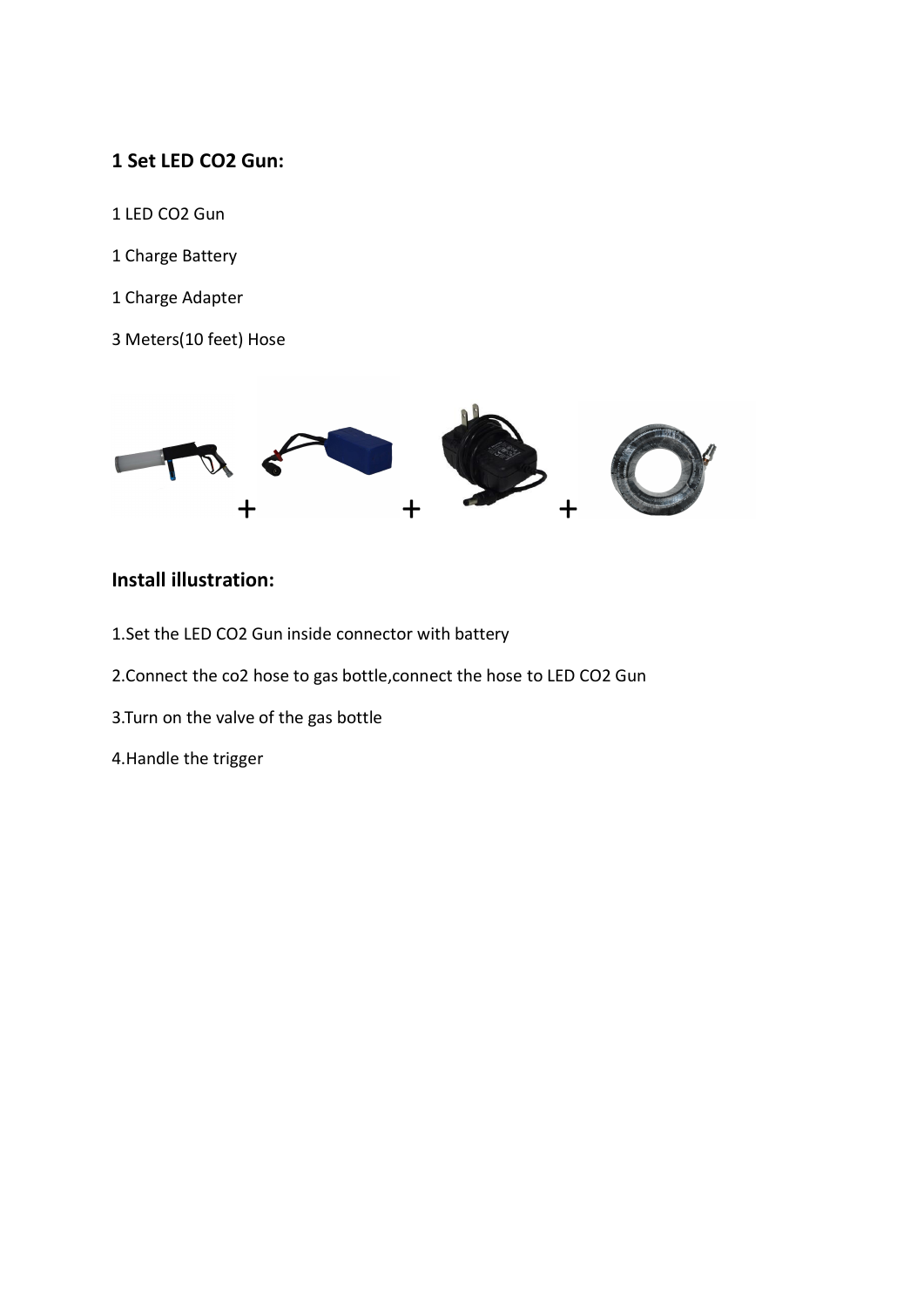## 1 Set LED $CO_2$ Gun:

1 LED $CO_2$ Gun

1 Charge Battery

1 Charge Adapter

3 Meters(10 feet) Hose

+ + +

## Install illustration:

1.Set the LED $CO_2$ Gun inside connector with battery

2.Connect the $co_2$ hose to gas bottle,connect the hose to LED $CO_2$ Gun

3.Turn on the valve of the gas bottle

4.Handle the trigger